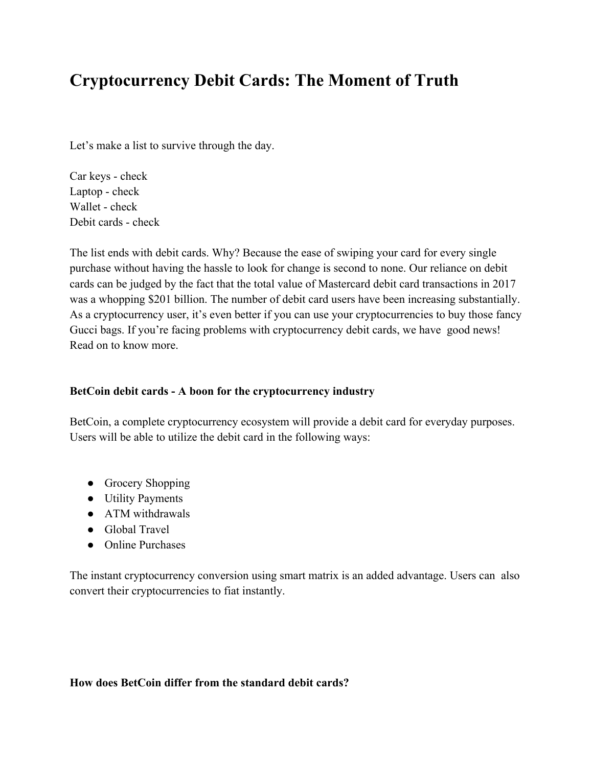# Cryptocurrency Debit Cards: The Moment of Truth

Let's make a list to survive through the day.

Car keys - check
Laptop - check
Wallet - check
Debit cards - check

The list ends with debit cards. Why? Because the ease of swiping your card for every single purchase without having the hassle to look for change is second to none. Our reliance on debit cards can be judged by the fact that the total value of Mastercard debit card transactions in 2017 was a whopping $201 billion. The number of debit card users have been increasing substantially. As a cryptocurrency user, it's even better if you can use your cryptocurrencies to buy those fancy Gucci bags. If you're facing problems with cryptocurrency debit cards, we have good news! Read on to know more.

**BetCoin debit cards - A boon for the cryptocurrency industry**

BetCoin, a complete cryptocurrency ecosystem will provide a debit card for everyday purposes. Users will be able to utilize the debit card in the following ways:

- Grocery Shopping
- Utility Payments
- ATM withdrawals
- Global Travel
- Online Purchases

The instant cryptocurrency conversion using smart matrix is an added advantage. Users can also convert their cryptocurrencies to fiat instantly.

**How does BetCoin differ from the standard debit cards?**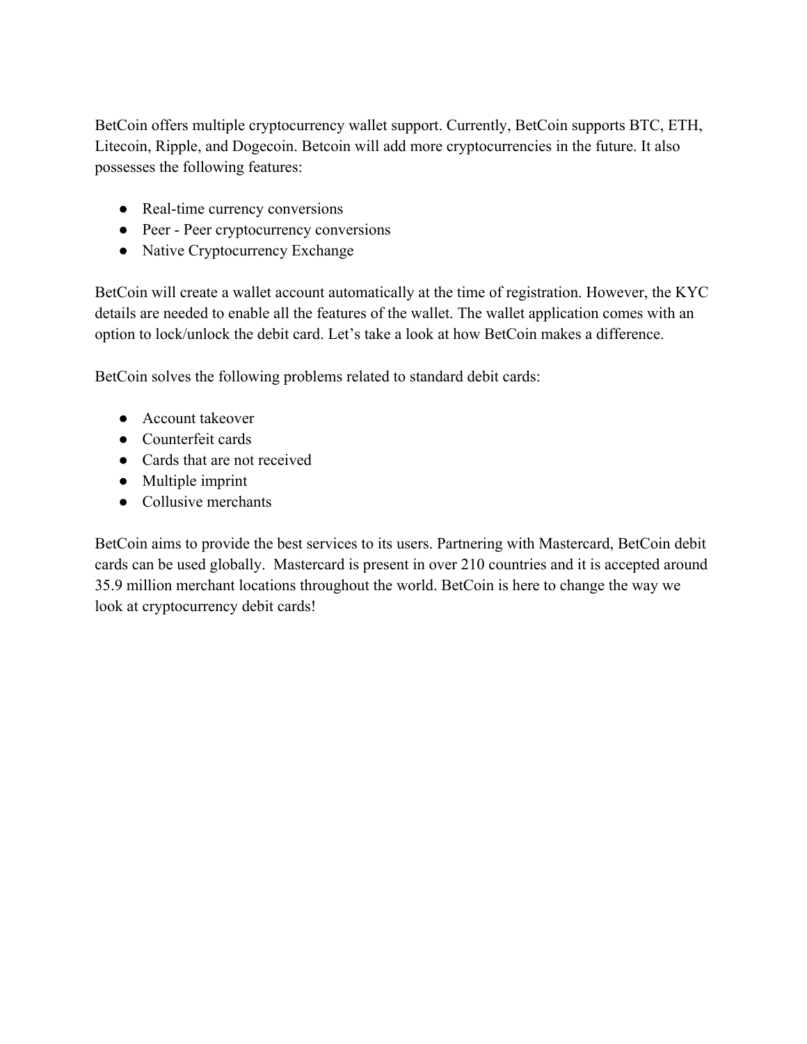BetCoin offers multiple cryptocurrency wallet support. Currently, BetCoin supports BTC, ETH, Litecoin, Ripple, and Dogecoin. Betcoin will add more cryptocurrencies in the future. It also possesses the following features:

- Real-time currency conversions
- Peer - Peer cryptocurrency conversions
- Native Cryptocurrency Exchange

BetCoin will create a wallet account automatically at the time of registration. However, the KYC details are needed to enable all the features of the wallet. The wallet application comes with an option to lock/unlock the debit card. Let's take a look at how BetCoin makes a difference.

BetCoin solves the following problems related to standard debit cards:

- Account takeover
- Counterfeit cards
- Cards that are not received
- Multiple imprint
- Collusive merchants

BetCoin aims to provide the best services to its users. Partnering with Mastercard, BetCoin debit cards can be used globally. Mastercard is present in over 210 countries and it is accepted around 35.9 million merchant locations throughout the world. BetCoin is here to change the way we look at cryptocurrency debit cards!